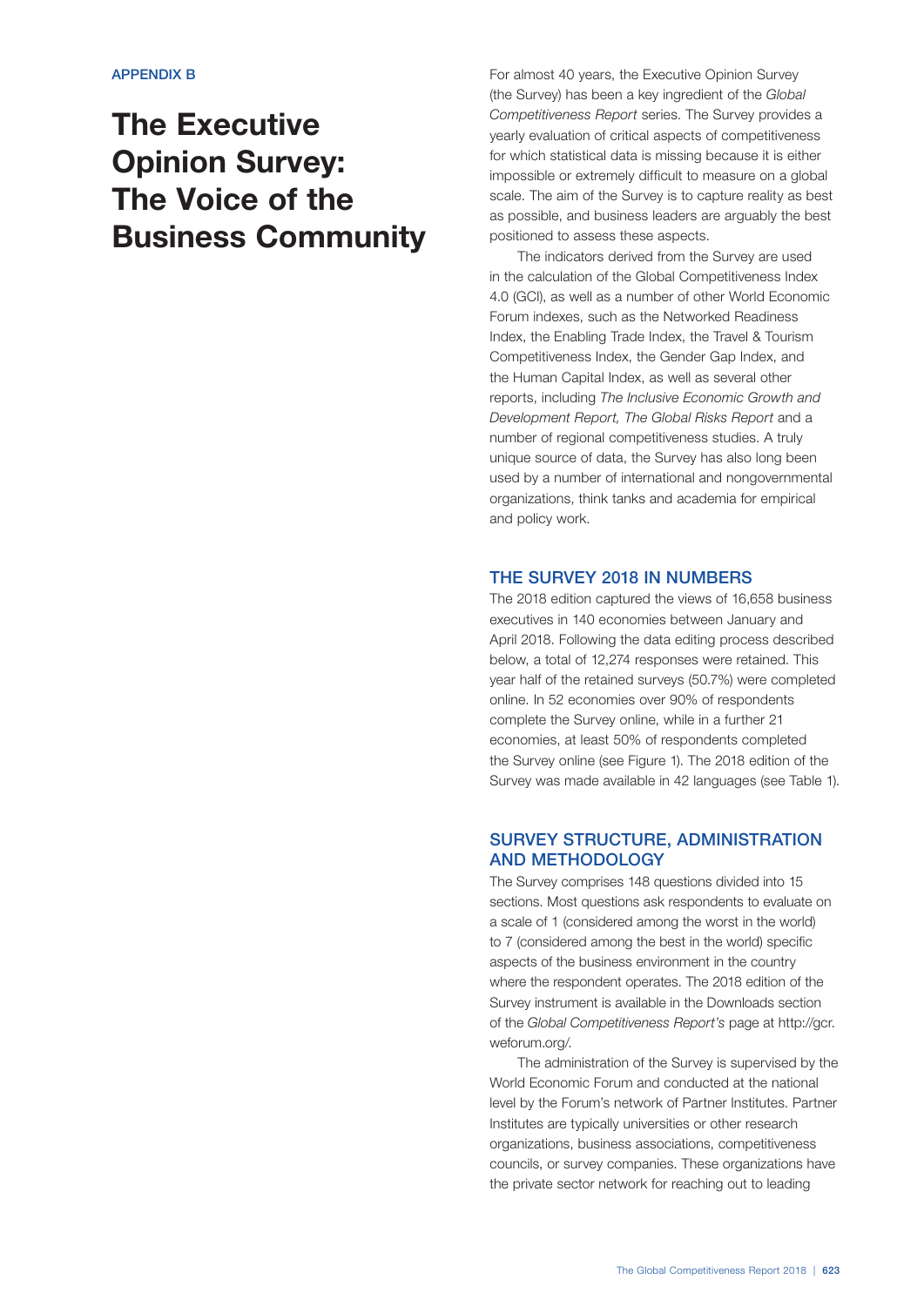APPENDIX B

# The Executive Opinion Survey: The Voice of the Business Community

For almost 40 years, the Executive Opinion Survey (the Survey) has been a key ingredient of the *Global Competitiveness Report* series. The Survey provides a yearly evaluation of critical aspects of competitiveness for which statistical data is missing because it is either impossible or extremely difficult to measure on a global scale. The aim of the Survey is to capture reality as best as possible, and business leaders are arguably the best positioned to assess these aspects.

The indicators derived from the Survey are used in the calculation of the Global Competitiveness Index 4.0 (GCI), as well as a number of other World Economic Forum indexes, such as the Networked Readiness Index, the Enabling Trade Index, the Travel & Tourism Competitiveness Index, the Gender Gap Index, and the Human Capital Index, as well as several other reports, including *The Inclusive Economic Growth and Development Report, The Global Risks Report* and a number of regional competitiveness studies. A truly unique source of data, the Survey has also long been used by a number of international and nongovernmental organizations, think tanks and academia for empirical and policy work.

## THE SURVEY 2018 IN NUMBERS

The 2018 edition captured the views of 16,658 business executives in 140 economies between January and April 2018. Following the data editing process described below, a total of 12,274 responses were retained. This year half of the retained surveys (50.7%) were completed online. In 52 economies over 90% of respondents complete the Survey online, while in a further 21 economies, at least 50% of respondents completed the Survey online (see Figure 1). The 2018 edition of the Survey was made available in 42 languages (see Table 1).

## SURVEY STRUCTURE, ADMINISTRATION AND METHODOLOGY

The Survey comprises 148 questions divided into 15 sections. Most questions ask respondents to evaluate on a scale of 1 (considered among the worst in the world) to 7 (considered among the best in the world) specific aspects of the business environment in the country where the respondent operates. The 2018 edition of the Survey instrument is available in the Downloads section of the *Global Competitiveness Report's* page at http://gcr.weforum.org/.

The administration of the Survey is supervised by the World Economic Forum and conducted at the national level by the Forum's network of Partner Institutes. Partner Institutes are typically universities or other research organizations, business associations, competitiveness councils, or survey companies. These organizations have the private sector network for reaching out to leading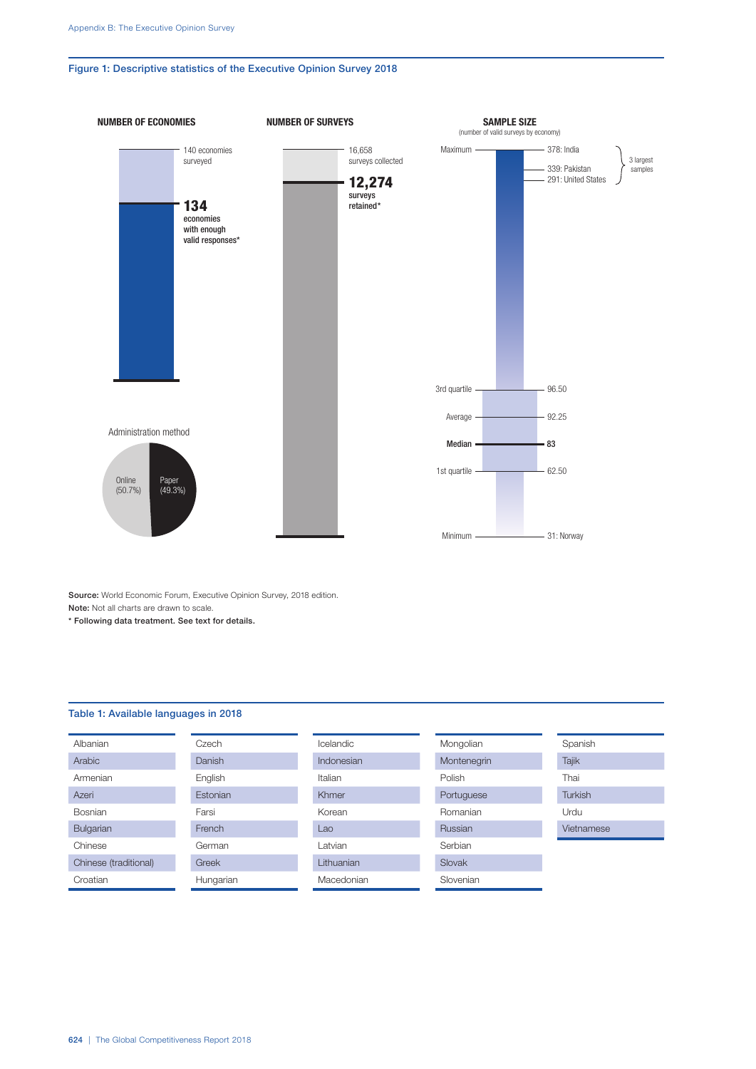## Figure 1: Descriptive statistics of the Executive Opinion Survey 2018

NUMBER OF ECONOMIES

140 economies surveyed

**134** economies with enough valid responses*

Administration method

Online (50.7%)

Paper (49.3%)

NUMBER OF SURVEYS

16,658 surveys collected

**12,274** surveys retained*

SAMPLE SIZE
(number of valid surveys by economy)

Maximum — 378: India

339: Pakistan

291: United States

3 largest samples

3rd quartile — 96.50

Average — 92.25

**Median** — 83

1st quartile — 62.50

Minimum — 31: Norway

**Source:** World Economic Forum, Executive Opinion Survey, 2018 edition.

**Note:** Not all charts are drawn to scale.

* Following data treatment. See text for details.

## Table 1: Available languages in 2018

| | | | | |
|---|---|---|---|---|
| Albanian | Czech | Icelandic | Mongolian | Spanish |
| Arabic | Danish | Indonesian | Montenegrin | Tajik |
| Armenian | English | Italian | Polish | Thai |
| Azeri | Estonian | Khmer | Portuguese | Turkish |
| Bosnian | Farsi | Korean | Romanian | Urdu |
| Bulgarian | French | Lao | Russian | Vietnamese |
| Chinese | German | Latvian | Serbian | |
| Chinese (traditional) | Greek | Lithuanian | Slovak | |
| Croatian | Hungarian | Macedonian | Slovenian | |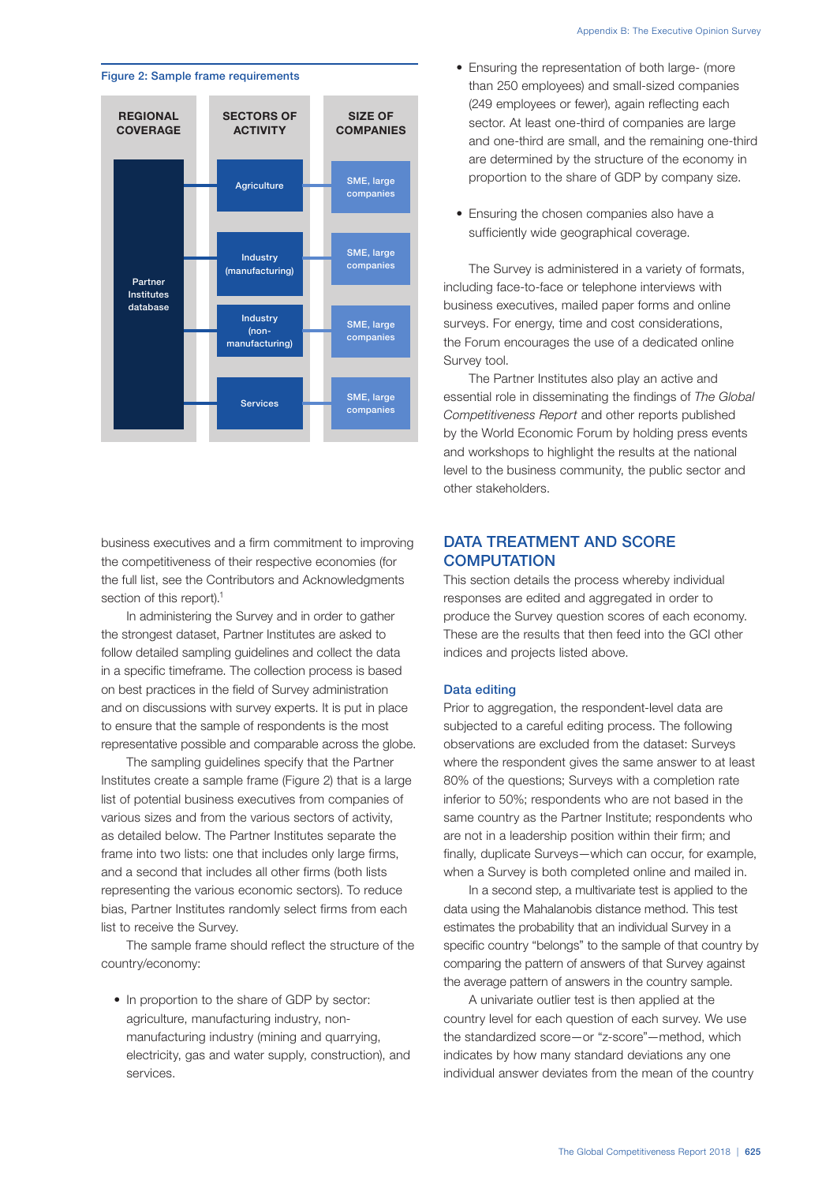Figure 2: Sample frame requirements

REGIONAL COVERAGE

SECTORS OF ACTIVITY

SIZE OF COMPANIES

Partner Institutes database

Agriculture

SME, large companies

Industry (manufacturing)

SME, large companies

Industry (non-manufacturing)

SME, large companies

Services

SME, large companies

business executives and a firm commitment to improving the competitiveness of their respective economies (for the full list, see the Contributors and Acknowledgments section of this report).[1]

In administering the Survey and in order to gather the strongest dataset, Partner Institutes are asked to follow detailed sampling guidelines and collect the data in a specific timeframe. The collection process is based on best practices in the field of Survey administration and on discussions with survey experts. It is put in place to ensure that the sample of respondents is the most representative possible and comparable across the globe.

The sampling guidelines specify that the Partner Institutes create a sample frame (Figure 2) that is a large list of potential business executives from companies of various sizes and from the various sectors of activity, as detailed below. The Partner Institutes separate the frame into two lists: one that includes only large firms, and a second that includes all other firms (both lists representing the various economic sectors). To reduce bias, Partner Institutes randomly select firms from each list to receive the Survey.

The sample frame should reflect the structure of the country/economy:

- In proportion to the share of GDP by sector: agriculture, manufacturing industry, non-manufacturing industry (mining and quarrying, electricity, gas and water supply, construction), and services.
- Ensuring the representation of both large- (more than 250 employees) and small-sized companies (249 employees or fewer), again reflecting each sector. At least one-third of companies are large and one-third are small, and the remaining one-third are determined by the structure of the economy in proportion to the share of GDP by company size.
- Ensuring the chosen companies also have a sufficiently wide geographical coverage.

The Survey is administered in a variety of formats, including face-to-face or telephone interviews with business executives, mailed paper forms and online surveys. For energy, time and cost considerations, the Forum encourages the use of a dedicated online Survey tool.

The Partner Institutes also play an active and essential role in disseminating the findings of *The Global Competitiveness Report* and other reports published by the World Economic Forum by holding press events and workshops to highlight the results at the national level to the business community, the public sector and other stakeholders.

## DATA TREATMENT AND SCORE COMPUTATION

This section details the process whereby individual responses are edited and aggregated in order to produce the Survey question scores of each economy. These are the results that then feed into the GCI other indices and projects listed above.

### Data editing

Prior to aggregation, the respondent-level data are subjected to a careful editing process. The following observations are excluded from the dataset: Surveys where the respondent gives the same answer to at least 80% of the questions; Surveys with a completion rate inferior to 50%; respondents who are not based in the same country as the Partner Institute; respondents who are not in a leadership position within their firm; and finally, duplicate Surveys—which can occur, for example, when a Survey is both completed online and mailed in.

In a second step, a multivariate test is applied to the data using the Mahalanobis distance method. This test estimates the probability that an individual Survey in a specific country "belongs" to the sample of that country by comparing the pattern of answers of that Survey against the average pattern of answers in the country sample.

A univariate outlier test is then applied at the country level for each question of each survey. We use the standardized score—or "z-score"—method, which indicates by how many standard deviations any one individual answer deviates from the mean of the country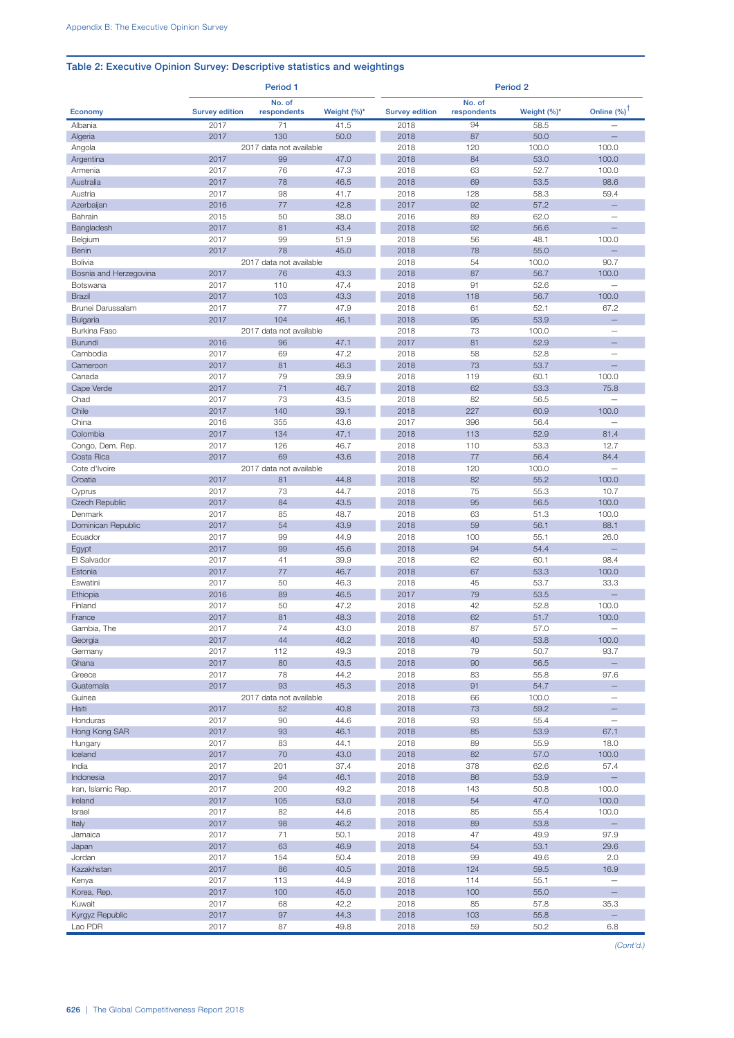## Table 2: Executive Opinion Survey: Descriptive statistics and weightings

| | Period 1 | | | Period 2 | | | |
|---|---|---|---|---|---|---|---|
| Economy | Survey edition | No. of respondents | Weight (%)* | Survey edition | No. of respondents | Weight (%)* | Online (%)† |
| Albania | 2017 | 71 | 41.5 | 2018 | 94 | 58.5 | – |
| Algeria | 2017 | 130 | 50.0 | 2018 | 87 | 50.0 | – |
| Angola | | 2017 data not available | | 2018 | 120 | 100.0 | 100.0 |
| Argentina | 2017 | 99 | 47.0 | 2018 | 84 | 53.0 | 100.0 |
| Armenia | 2017 | 76 | 47.3 | 2018 | 63 | 52.7 | 100.0 |
| Australia | 2017 | 78 | 46.5 | 2018 | 69 | 53.5 | 98.6 |
| Austria | 2017 | 98 | 41.7 | 2018 | 128 | 58.3 | 59.4 |
| Azerbaijan | 2016 | 77 | 42.8 | 2017 | 92 | 57.2 | – |
| Bahrain | 2015 | 50 | 38.0 | 2016 | 89 | 62.0 | – |
| Bangladesh | 2017 | 81 | 43.4 | 2018 | 92 | 56.6 | – |
| Belgium | 2017 | 99 | 51.9 | 2018 | 56 | 48.1 | 100.0 |
| Benin | 2017 | 78 | 45.0 | 2018 | 78 | 55.0 | – |
| Bolivia | | 2017 data not available | | 2018 | 54 | 100.0 | 90.7 |
| Bosnia and Herzegovina | 2017 | 76 | 43.3 | 2018 | 87 | 56.7 | 100.0 |
| Botswana | 2017 | 110 | 47.4 | 2018 | 91 | 52.6 | – |
| Brazil | 2017 | 103 | 43.3 | 2018 | 118 | 56.7 | 100.0 |
| Brunei Darussalam | 2017 | 77 | 47.9 | 2018 | 61 | 52.1 | 67.2 |
| Bulgaria | 2017 | 104 | 46.1 | 2018 | 95 | 53.9 | – |
| Burkina Faso | | 2017 data not available | | 2018 | 73 | 100.0 | – |
| Burundi | 2016 | 96 | 47.1 | 2017 | 81 | 52.9 | – |
| Cambodia | 2017 | 69 | 47.2 | 2018 | 58 | 52.8 | – |
| Cameroon | 2017 | 81 | 46.3 | 2018 | 73 | 53.7 | – |
| Canada | 2017 | 79 | 39.9 | 2018 | 119 | 60.1 | 100.0 |
| Cape Verde | 2017 | 71 | 46.7 | 2018 | 62 | 53.3 | 75.8 |
| Chad | 2017 | 73 | 43.5 | 2018 | 82 | 56.5 | – |
| Chile | 2017 | 140 | 39.1 | 2018 | 227 | 60.9 | 100.0 |
| China | 2016 | 355 | 43.6 | 2017 | 396 | 56.4 | – |
| Colombia | 2017 | 134 | 47.1 | 2018 | 113 | 52.9 | 81.4 |
| Congo, Dem. Rep. | 2017 | 126 | 46.7 | 2018 | 110 | 53.3 | 12.7 |
| Costa Rica | 2017 | 69 | 43.6 | 2018 | 77 | 56.4 | 84.4 |
| Cote d'Ivoire | | 2017 data not available | | 2018 | 120 | 100.0 | – |
| Croatia | 2017 | 81 | 44.8 | 2018 | 82 | 55.2 | 100.0 |
| Cyprus | 2017 | 73 | 44.7 | 2018 | 75 | 55.3 | 10.7 |
| Czech Republic | 2017 | 84 | 43.5 | 2018 | 95 | 56.5 | 100.0 |
| Denmark | 2017 | 85 | 48.7 | 2018 | 63 | 51.3 | 100.0 |
| Dominican Republic | 2017 | 54 | 43.9 | 2018 | 59 | 56.1 | 88.1 |
| Ecuador | 2017 | 99 | 44.9 | 2018 | 100 | 55.1 | 26.0 |
| Egypt | 2017 | 99 | 45.6 | 2018 | 94 | 54.4 | – |
| El Salvador | 2017 | 41 | 39.9 | 2018 | 62 | 60.1 | 98.4 |
| Estonia | 2017 | 77 | 46.7 | 2018 | 67 | 53.3 | 100.0 |
| Eswatini | 2017 | 50 | 46.3 | 2018 | 45 | 53.7 | 33.3 |
| Ethiopia | 2016 | 89 | 46.5 | 2017 | 79 | 53.5 | – |
| Finland | 2017 | 50 | 47.2 | 2018 | 42 | 52.8 | 100.0 |
| France | 2017 | 81 | 48.3 | 2018 | 62 | 51.7 | 100.0 |
| Gambia, The | 2017 | 74 | 43.0 | 2018 | 87 | 57.0 | – |
| Georgia | 2017 | 44 | 46.2 | 2018 | 40 | 53.8 | 100.0 |
| Germany | 2017 | 112 | 49.3 | 2018 | 79 | 50.7 | 93.7 |
| Ghana | 2017 | 80 | 43.5 | 2018 | 90 | 56.5 | – |
| Greece | 2017 | 78 | 44.2 | 2018 | 83 | 55.8 | 97.6 |
| Guatemala | 2017 | 93 | 45.3 | 2018 | 91 | 54.7 | – |
| Guinea | | 2017 data not available | | 2018 | 66 | 100.0 | – |
| Haiti | 2017 | 52 | 40.8 | 2018 | 73 | 59.2 | – |
| Honduras | 2017 | 90 | 44.6 | 2018 | 93 | 55.4 | – |
| Hong Kong SAR | 2017 | 93 | 46.1 | 2018 | 85 | 53.9 | 67.1 |
| Hungary | 2017 | 83 | 44.1 | 2018 | 89 | 55.9 | 18.0 |
| Iceland | 2017 | 70 | 43.0 | 2018 | 82 | 57.0 | 100.0 |
| India | 2017 | 201 | 37.4 | 2018 | 378 | 62.6 | 57.4 |
| Indonesia | 2017 | 94 | 46.1 | 2018 | 86 | 53.9 | – |
| Iran, Islamic Rep. | 2017 | 200 | 49.2 | 2018 | 143 | 50.8 | 100.0 |
| Ireland | 2017 | 105 | 53.0 | 2018 | 54 | 47.0 | 100.0 |
| Israel | 2017 | 82 | 44.6 | 2018 | 85 | 55.4 | 100.0 |
| Italy | 2017 | 98 | 46.2 | 2018 | 89 | 53.8 | – |
| Jamaica | 2017 | 71 | 50.1 | 2018 | 47 | 49.9 | 97.9 |
| Japan | 2017 | 63 | 46.9 | 2018 | 54 | 53.1 | 29.6 |
| Jordan | 2017 | 154 | 50.4 | 2018 | 99 | 49.6 | 2.0 |
| Kazakhstan | 2017 | 86 | 40.5 | 2018 | 124 | 59.5 | 16.9 |
| Kenya | 2017 | 113 | 44.9 | 2018 | 114 | 55.1 | – |
| Korea, Rep. | 2017 | 100 | 45.0 | 2018 | 100 | 55.0 | – |
| Kuwait | 2017 | 68 | 42.2 | 2018 | 85 | 57.8 | 35.3 |
| Kyrgyz Republic | 2017 | 97 | 44.3 | 2018 | 103 | 55.8 | – |
| Lao PDR | 2017 | 87 | 49.8 | 2018 | 59 | 50.2 | 6.8 |

*(Cont'd.)*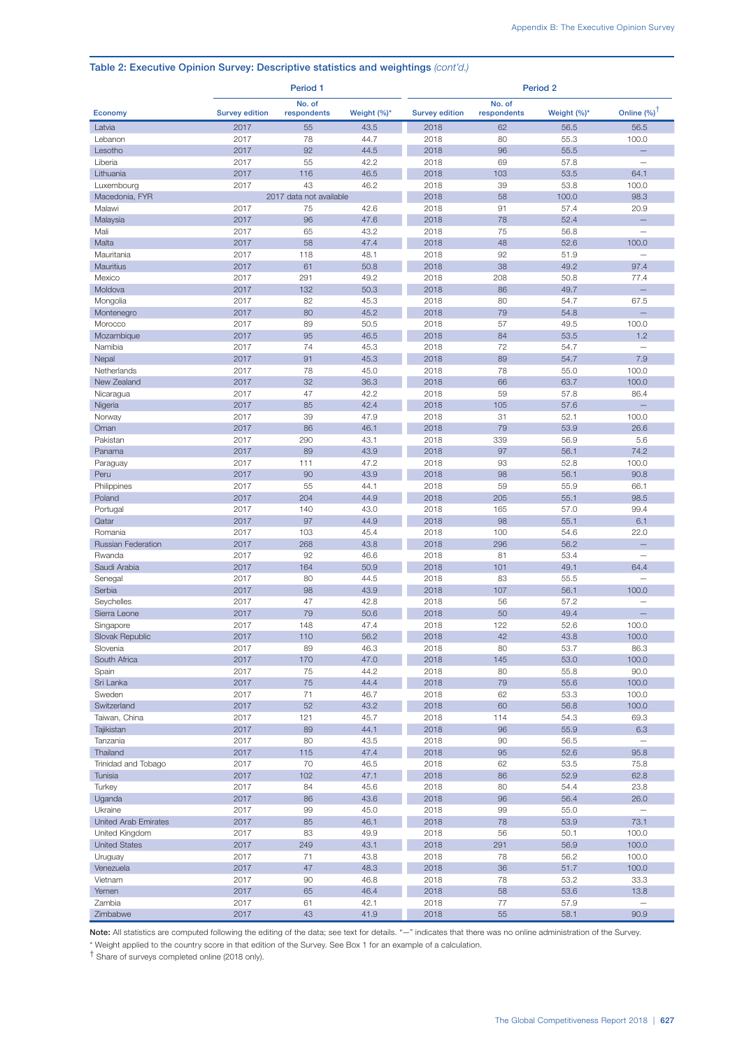## Table 2: Executive Opinion Survey: Descriptive statistics and weightings *(cont'd.)*

| | Period 1 | | | Period 2 | | | |
|---|---|---|---|---|---|---|---|
| Economy | Survey edition | No. of respondents | Weight (%)* | Survey edition | No. of respondents | Weight (%)* | Online (%)† |
| Latvia | 2017 | 55 | 43.5 | 2018 | 62 | 56.5 | 56.5 |
| Lebanon | 2017 | 78 | 44.7 | 2018 | 80 | 55.3 | 100.0 |
| Lesotho | 2017 | 92 | 44.5 | 2018 | 96 | 55.5 | — |
| Liberia | 2017 | 55 | 42.2 | 2018 | 69 | 57.8 | — |
| Lithuania | 2017 | 116 | 46.5 | 2018 | 103 | 53.5 | 64.1 |
| Luxembourg | 2017 | 43 | 46.2 | 2018 | 39 | 53.8 | 100.0 |
| Macedonia, FYR | 2017 data not available | | | 2018 | 58 | 100.0 | 98.3 |
| Malawi | 2017 | 75 | 42.6 | 2018 | 91 | 57.4 | 20.9 |
| Malaysia | 2017 | 96 | 47.6 | 2018 | 78 | 52.4 | — |
| Mali | 2017 | 65 | 43.2 | 2018 | 75 | 56.8 | — |
| Malta | 2017 | 58 | 47.4 | 2018 | 48 | 52.6 | 100.0 |
| Mauritania | 2017 | 118 | 48.1 | 2018 | 92 | 51.9 | — |
| Mauritius | 2017 | 61 | 50.8 | 2018 | 38 | 49.2 | 97.4 |
| Mexico | 2017 | 291 | 49.2 | 2018 | 208 | 50.8 | 77.4 |
| Moldova | 2017 | 132 | 50.3 | 2018 | 86 | 49.7 | — |
| Mongolia | 2017 | 82 | 45.3 | 2018 | 80 | 54.7 | 67.5 |
| Montenegro | 2017 | 80 | 45.2 | 2018 | 79 | 54.8 | — |
| Morocco | 2017 | 89 | 50.5 | 2018 | 57 | 49.5 | 100.0 |
| Mozambique | 2017 | 95 | 46.5 | 2018 | 84 | 53.5 | 1.2 |
| Namibia | 2017 | 74 | 45.3 | 2018 | 72 | 54.7 | — |
| Nepal | 2017 | 91 | 45.3 | 2018 | 89 | 54.7 | 7.9 |
| Netherlands | 2017 | 78 | 45.0 | 2018 | 78 | 55.0 | 100.0 |
| New Zealand | 2017 | 32 | 36.3 | 2018 | 66 | 63.7 | 100.0 |
| Nicaragua | 2017 | 47 | 42.2 | 2018 | 59 | 57.8 | 86.4 |
| Nigeria | 2017 | 85 | 42.4 | 2018 | 105 | 57.6 | — |
| Norway | 2017 | 39 | 47.9 | 2018 | 31 | 52.1 | 100.0 |
| Oman | 2017 | 86 | 46.1 | 2018 | 79 | 53.9 | 26.6 |
| Pakistan | 2017 | 290 | 43.1 | 2018 | 339 | 56.9 | 5.6 |
| Panama | 2017 | 89 | 43.9 | 2018 | 97 | 56.1 | 74.2 |
| Paraguay | 2017 | 111 | 47.2 | 2018 | 93 | 52.8 | 100.0 |
| Peru | 2017 | 90 | 43.9 | 2018 | 98 | 56.1 | 90.8 |
| Philippines | 2017 | 55 | 44.1 | 2018 | 59 | 55.9 | 66.1 |
| Poland | 2017 | 204 | 44.9 | 2018 | 205 | 55.1 | 98.5 |
| Portugal | 2017 | 140 | 43.0 | 2018 | 165 | 57.0 | 99.4 |
| Qatar | 2017 | 97 | 44.9 | 2018 | 98 | 55.1 | 6.1 |
| Romania | 2017 | 103 | 45.4 | 2018 | 100 | 54.6 | 22.0 |
| Russian Federation | 2017 | 268 | 43.8 | 2018 | 296 | 56.2 | — |
| Rwanda | 2017 | 92 | 46.6 | 2018 | 81 | 53.4 | — |
| Saudi Arabia | 2017 | 164 | 50.9 | 2018 | 101 | 49.1 | 64.4 |
| Senegal | 2017 | 80 | 44.5 | 2018 | 83 | 55.5 | — |
| Serbia | 2017 | 98 | 43.9 | 2018 | 107 | 56.1 | 100.0 |
| Seychelles | 2017 | 47 | 42.8 | 2018 | 56 | 57.2 | — |
| Sierra Leone | 2017 | 79 | 50.6 | 2018 | 50 | 49.4 | — |
| Singapore | 2017 | 148 | 47.4 | 2018 | 122 | 52.6 | 100.0 |
| Slovak Republic | 2017 | 110 | 56.2 | 2018 | 42 | 43.8 | 100.0 |
| Slovenia | 2017 | 89 | 46.3 | 2018 | 80 | 53.7 | 86.3 |
| South Africa | 2017 | 170 | 47.0 | 2018 | 145 | 53.0 | 100.0 |
| Spain | 2017 | 75 | 44.2 | 2018 | 80 | 55.8 | 90.0 |
| Sri Lanka | 2017 | 75 | 44.4 | 2018 | 79 | 55.6 | 100.0 |
| Sweden | 2017 | 71 | 46.7 | 2018 | 62 | 53.3 | 100.0 |
| Switzerland | 2017 | 52 | 43.2 | 2018 | 60 | 56.8 | 100.0 |
| Taiwan, China | 2017 | 121 | 45.7 | 2018 | 114 | 54.3 | 69.3 |
| Tajikistan | 2017 | 89 | 44.1 | 2018 | 96 | 55.9 | 6.3 |
| Tanzania | 2017 | 80 | 43.5 | 2018 | 90 | 56.5 | — |
| Thailand | 2017 | 115 | 47.4 | 2018 | 95 | 52.6 | 95.8 |
| Trinidad and Tobago | 2017 | 70 | 46.5 | 2018 | 62 | 53.5 | 75.8 |
| Tunisia | 2017 | 102 | 47.1 | 2018 | 86 | 52.9 | 62.8 |
| Turkey | 2017 | 84 | 45.6 | 2018 | 80 | 54.4 | 23.8 |
| Uganda | 2017 | 86 | 43.6 | 2018 | 96 | 56.4 | 26.0 |
| Ukraine | 2017 | 99 | 45.0 | 2018 | 99 | 55.0 | — |
| United Arab Emirates | 2017 | 85 | 46.1 | 2018 | 78 | 53.9 | 73.1 |
| United Kingdom | 2017 | 83 | 49.9 | 2018 | 56 | 50.1 | 100.0 |
| United States | 2017 | 249 | 43.1 | 2018 | 291 | 56.9 | 100.0 |
| Uruguay | 2017 | 71 | 43.8 | 2018 | 78 | 56.2 | 100.0 |
| Venezuela | 2017 | 47 | 48.3 | 2018 | 36 | 51.7 | 100.0 |
| Vietnam | 2017 | 90 | 46.8 | 2018 | 78 | 53.2 | 33.3 |
| Yemen | 2017 | 65 | 46.4 | 2018 | 58 | 53.6 | 13.8 |
| Zambia | 2017 | 61 | 42.1 | 2018 | 77 | 57.9 | — |
| Zimbabwe | 2017 | 43 | 41.9 | 2018 | 55 | 58.1 | 90.9 |

**Note:** All statistics are computed following the editing of the data; see text for details. "—" indicates that there was no online administration of the Survey.

\* Weight applied to the country score in that edition of the Survey. See Box 1 for an example of a calculation.

† Share of surveys completed online (2018 only).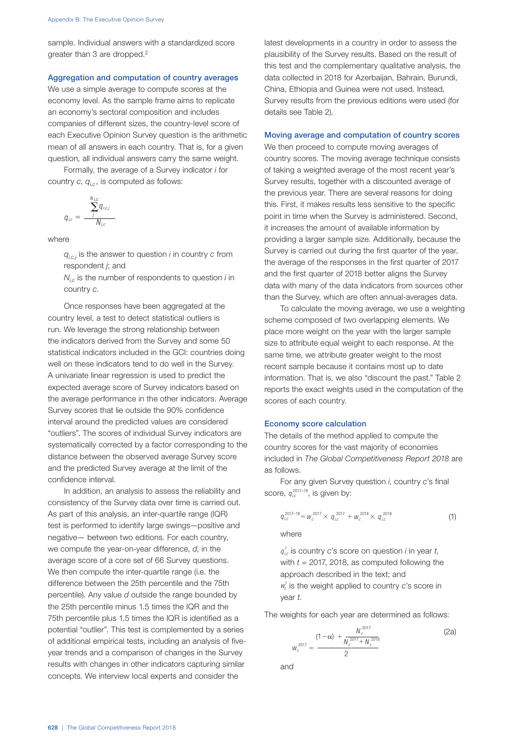sample. Individual answers with a standardized score greater than 3 are dropped.[2]

### Aggregation and computation of country averages

We use a simple average to compute scores at the economy level. As the sample frame aims to replicate an economy's sectoral composition and includes companies of different sizes, the country-level score of each Executive Opinion Survey question is the arithmetic mean of all answers in each country. That is, for a given question, all individual answers carry the same weight.

Formally, the average of a Survey indicator $i$ for country $c$, $q_{i,c}$, is computed as follows:

$$q_{i,c} = \frac{\sum_{j}^{N_{i,c}} q_{i,c,j}}{N_{i,c}}$$

where

$q_{i,c,j}$ is the answer to question $i$ in country $c$ from respondent $j$; and

$N_{i,c}$ is the number of respondents to question $i$ in country $c$.

Once responses have been aggregated at the country level, a test to detect statistical outliers is run. We leverage the strong relationship between the indicators derived from the Survey and some 50 statistical indicators included in the GCI: countries doing well on these indicators tend to do well in the Survey. A univariate linear regression is used to predict the expected average score of Survey indicators based on the average performance in the other indicators. Average Survey scores that lie outside the 90% confidence interval around the predicted values are considered "outliers". The scores of individual Survey indicators are systematically corrected by a factor corresponding to the distance between the observed average Survey score and the predicted Survey average at the limit of the confidence interval.

In addition, an analysis to assess the reliability and consistency of the Survey data over time is carried out. As part of this analysis, an inter-quartile range (IQR) test is performed to identify large swings—positive and negative— between two editions. For each country, we compute the year-on-year difference, $d$, in the average score of a core set of 66 Survey questions. We then compute the inter-quartile range (i.e. the difference between the 25th percentile and the 75th percentile). Any value $d$ outside the range bounded by the 25th percentile minus 1.5 times the IQR and the 75th percentile plus 1.5 times the IQR is identified as a potential "outlier". This test is complemented by a series of additional empirical tests, including an analysis of five-year trends and a comparison of changes in the Survey results with changes in other indicators capturing similar concepts. We interview local experts and consider the latest developments in a country in order to assess the plausibility of the Survey results. Based on the result of this test and the complementary qualitative analysis, the data collected in 2018 for Azerbaijan, Bahrain, Burundi, China, Ethiopia and Guinea were not used. Instead, Survey results from the previous editions were used (for details see Table 2).

### Moving average and computation of country scores

We then proceed to compute moving averages of country scores. The moving average technique consists of taking a weighted average of the most recent year's Survey results, together with a discounted average of the previous year. There are several reasons for doing this. First, it makes results less sensitive to the specific point in time when the Survey is administered. Second, it increases the amount of available information by providing a larger sample size. Additionally, because the Survey is carried out during the first quarter of the year, the average of the responses in the first quarter of 2017 and the first quarter of 2018 better aligns the Survey data with many of the data indicators from sources other than the Survey, which are often annual-averages data.

To calculate the moving average, we use a weighting scheme composed of two overlapping elements. We place more weight on the year with the larger sample size to attribute equal weight to each response. At the same time, we attribute greater weight to the most recent sample because it contains most up to date information. That is, we also "discount the past." Table 2 reports the exact weights used in the computation of the scores of each country.

### Economy score calculation

The details of the method applied to compute the country scores for the vast majority of economies included in *The Global Competitiveness Report 2018* are as follows.

For any given Survey question $i$, country $c$'s final score, $q_{i,c}^{2017\text{–}18}$, is given by:

$$q_{i,c}^{2017\text{–}18} = w_c^{2017} \times q_{i,c}^{2017} + w_c^{2018} \times q_{i,c}^{2018} \quad (1)$$

where

$q_{i,c}^{t}$ is country $c$'s score on question $i$ in year $t$, with $t$ = 2017, 2018, as computed following the approach described in the text; and

$w_c^{t}$ is the weight applied to country $c$'s score in year $t$.

The weights for each year are determined as follows:

$$w_c^{2017} = \frac{(1-\alpha) + \dfrac{N_c^{2017}}{N_c^{2017} + N_c^{2018}}}{2} \quad (2a)$$

and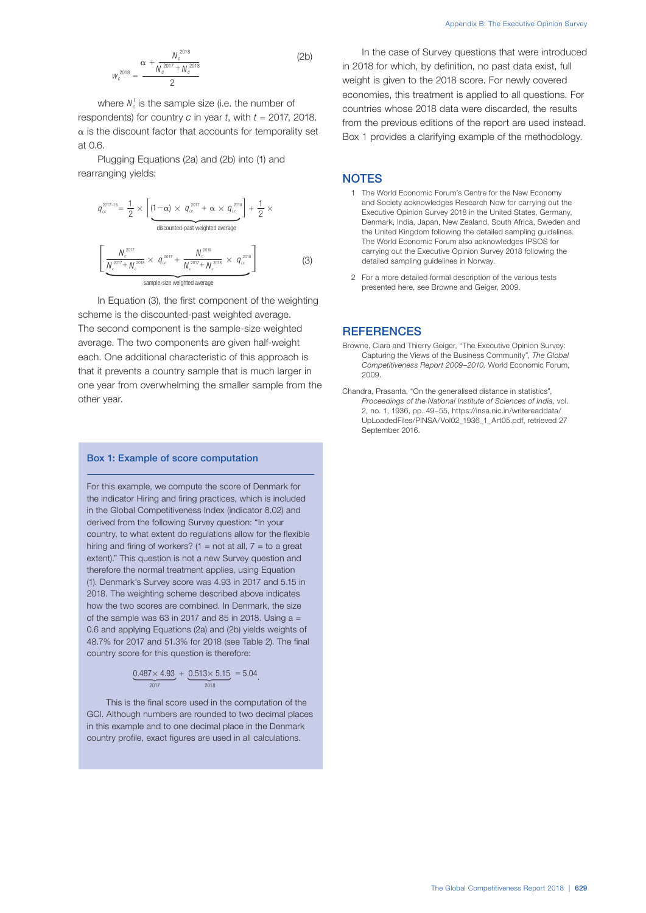$$w_c^{2018} = \frac{\alpha + \frac{N_c^{2018}}{N_c^{2017} + N_c^{2018}}}{2} \qquad (2b)$$

where $N_c^t$ is the sample size (i.e. the number of respondents) for country $c$ in year $t$, with $t$ = 2017, 2018. $\alpha$ is the discount factor that accounts for temporality set at 0.6.

Plugging Equations (2a) and (2b) into (1) and rearranging yields:

$$q_{i,c}^{2017\text{–}18} = \frac{1}{2} \times \underbrace{\left[(1-\alpha) \times q_{i,c}^{2017} + \alpha \times q_{i,c}^{2018}\right]}_{\text{discounted-past weighted average}} + \frac{1}{2} \times \underbrace{\left[\frac{N_c^{2017}}{N_c^{2017} + N_c^{2018}} \times q_{i,c}^{2017} + \frac{N_c^{2018}}{N_c^{2017} + N_c^{2018}} \times q_{i,c}^{2018}\right]}_{\text{sample-size weighted average}} \qquad (3)$$

In Equation (3), the first component of the weighting scheme is the discounted-past weighted average. The second component is the sample-size weighted average. The two components are given half-weight each. One additional characteristic of this approach is that it prevents a country sample that is much larger in one year from overwhelming the smaller sample from the other year.

### Box 1: Example of score computation

For this example, we compute the score of Denmark for the indicator Hiring and firing practices, which is included in the Global Competitiveness Index (indicator 8.02) and derived from the following Survey question: "In your country, to what extent do regulations allow for the flexible hiring and firing of workers? (1 = not at all, 7 = to a great extent)." This question is not a new Survey question and therefore the normal treatment applies, using Equation (1). Denmark's Survey score was 4.93 in 2017 and 5.15 in 2018. The weighting scheme described above indicates how the two scores are combined. In Denmark, the size of the sample was 63 in 2017 and 85 in 2018. Using a = 0.6 and applying Equations (2a) and (2b) yields weights of 48.7% for 2017 and 51.3% for 2018 (see Table 2). The final country score for this question is therefore:

$$\underbrace{0.487 \times 4.93}_{2017} + \underbrace{0.513 \times 5.15}_{2018} = 5.04.$$

This is the final score used in the computation of the GCI. Although numbers are rounded to two decimal places in this example and to one decimal place in the Denmark country profile, exact figures are used in all calculations.

In the case of Survey questions that were introduced in 2018 for which, by definition, no past data exist, full weight is given to the 2018 score. For newly covered economies, this treatment is applied to all questions. For countries whose 2018 data were discarded, the results from the previous editions of the report are used instead. Box 1 provides a clarifying example of the methodology.

## NOTES

1. The World Economic Forum's Centre for the New Economy and Society acknowledges Research Now for carrying out the Executive Opinion Survey 2018 in the United States, Germany, Denmark, India, Japan, New Zealand, South Africa, Sweden and the United Kingdom following the detailed sampling guidelines. The World Economic Forum also acknowledges IPSOS for carrying out the Executive Opinion Survey 2018 following the detailed sampling guidelines in Norway.
2. For a more detailed formal description of the various tests presented here, see Browne and Geiger, 2009.

## REFERENCES

Browne, Ciara and Thierry Geiger, "The Executive Opinion Survey: Capturing the Views of the Business Community", *The Global Competitiveness Report 2009–2010,* World Economic Forum, 2009.

Chandra, Prasanta, "On the generalised distance in statistics", *Proceedings of the National Institute of Sciences of India*, vol. 2, no. 1, 1936, pp. 49–55, https://insa.nic.in/writereaddata/UpLoadedFiles/PINSA/Vol02_1936_1_Art05.pdf, retrieved 27 September 2016.